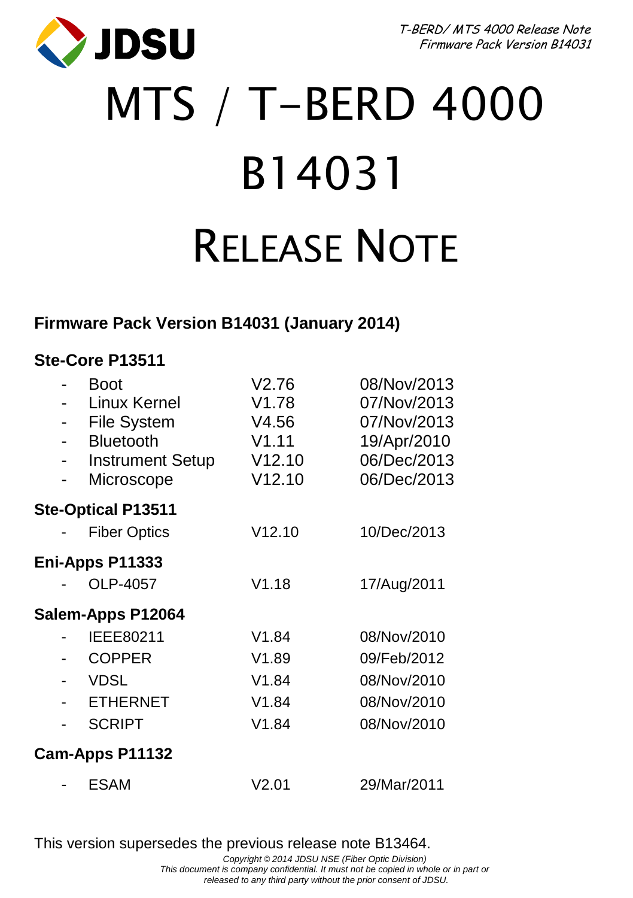# MTS / T-BERD 4000

# B14031

# RELEASE NOTE

**Firmware Pack Version B14031 (January 2014)**

**Ste-Core P13511**

- Boot V2.76 08/Nov/2013
- Linux Kernel V1.78 07/Nov/2013
- File System V4.56 07/Nov/2013
- Bluetooth V1.11 19/Apr/2010
- Instrument Setup V12.10 06/Dec/2013
- Microscope V12.10 06/Dec/2013

**Ste-Optical P13511**

- Fiber Optics V12.10 10/Dec/2013

**Eni-Apps P11333**

- OLP-4057 V1.18 17/Aug/2011

**Salem-Apps P12064**

- IEEE80211 V1.84 08/Nov/2010
- COPPER V1.89 09/Feb/2012
- VDSL V1.84 08/Nov/2010
- ETHERNET V1.84 08/Nov/2010
- SCRIPT V1.84 08/Nov/2010

**Cam-Apps P11132**

- ESAM V2.01 29/Mar/2011

This version supersedes the previous release note B13464.

*Copyright © 2014 JDSU NSE (Fiber Optic Division)*
*This document is company confidential. It must not be copied in whole or in part or released to any third party without the prior consent of JDSU.*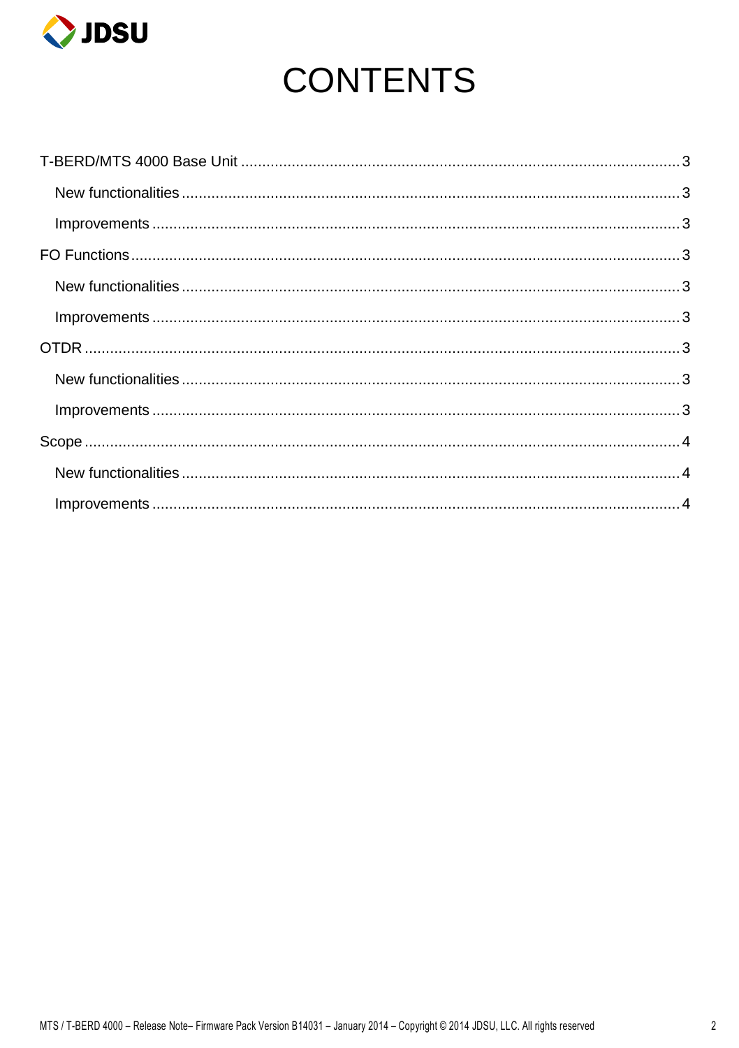# CONTENTS

T-BERD/MTS 4000 Base Unit ........................................................................................................ 3

- New functionalities ..................................................................................................... 3
- Improvements ............................................................................................................ 3

FO Functions ................................................................................................................ 3

- New functionalities ..................................................................................................... 3
- Improvements ............................................................................................................ 3

OTDR ........................................................................................................................... 3

- New functionalities ..................................................................................................... 3
- Improvements ............................................................................................................ 3

Scope ........................................................................................................................... 4

- New functionalities ..................................................................................................... 4
- Improvements ............................................................................................................ 4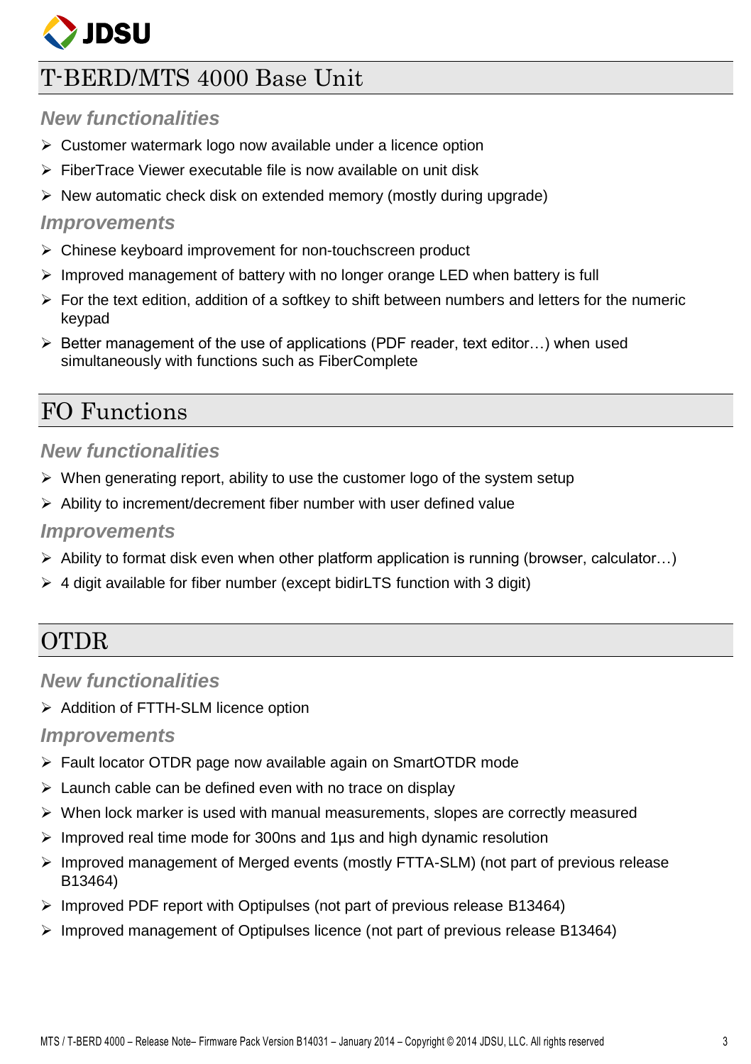# T-BERD/MTS 4000 Base Unit

### *New functionalities*

- Customer watermark logo now available under a licence option
- FiberTrace Viewer executable file is now available on unit disk
- New automatic check disk on extended memory (mostly during upgrade)

### *Improvements*

- Chinese keyboard improvement for non-touchscreen product
- Improved management of battery with no longer orange LED when battery is full
- For the text edition, addition of a softkey to shift between numbers and letters for the numeric keypad
- Better management of the use of applications (PDF reader, text editor…) when used simultaneously with functions such as FiberComplete

# FO Functions

### *New functionalities*

- When generating report, ability to use the customer logo of the system setup
- Ability to increment/decrement fiber number with user defined value

### *Improvements*

- Ability to format disk even when other platform application is running (browser, calculator…)
- 4 digit available for fiber number (except bidirLTS function with 3 digit)

# OTDR

### *New functionalities*

- Addition of FTTH-SLM licence option

### *Improvements*

- Fault locator OTDR page now available again on SmartOTDR mode
- Launch cable can be defined even with no trace on display
- When lock marker is used with manual measurements, slopes are correctly measured
- Improved real time mode for 300ns and 1µs and high dynamic resolution
- Improved management of Merged events (mostly FTTA-SLM) (not part of previous release B13464)
- Improved PDF report with Optipulses (not part of previous release B13464)
- Improved management of Optipulses licence (not part of previous release B13464)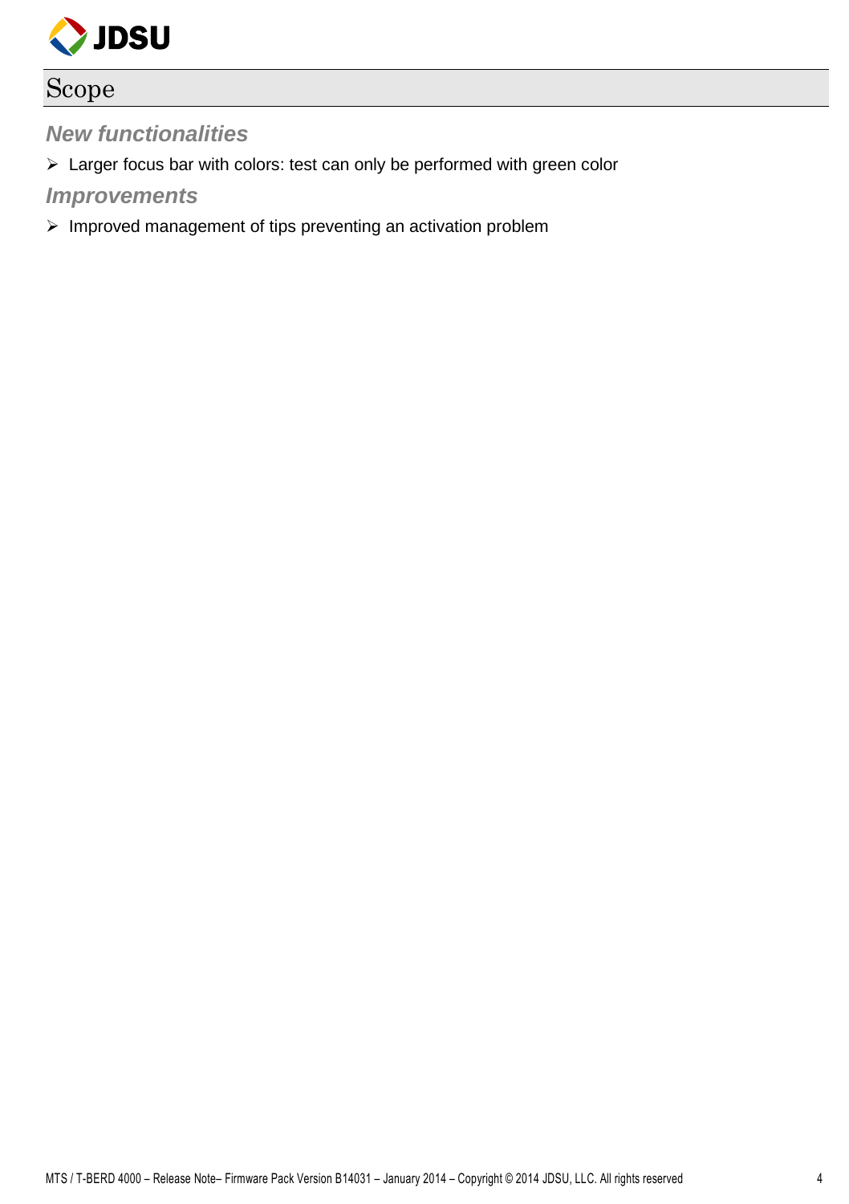# Scope

### *New functionalities*

- Larger focus bar with colors: test can only be performed with green color

### *Improvements*

- Improved management of tips preventing an activation problem